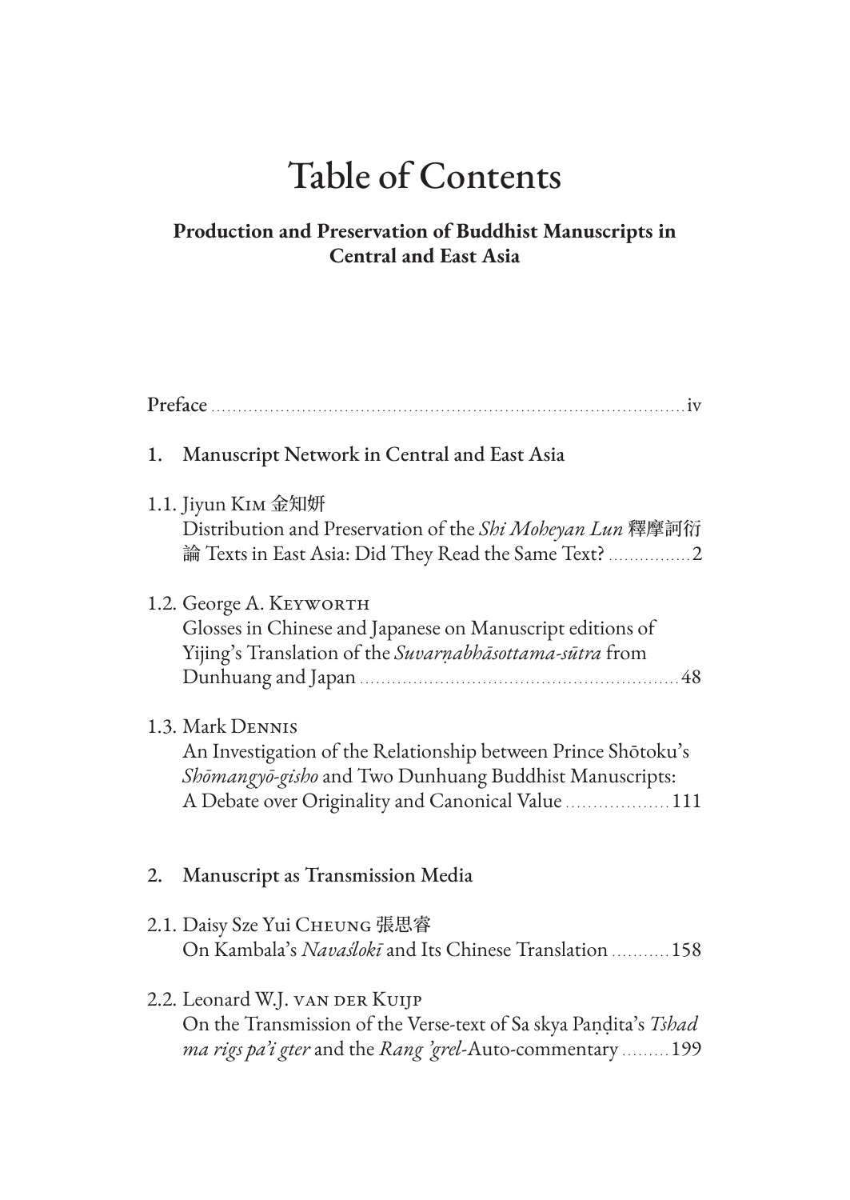# Table of Contents

**Production and Preservation of Buddhist Manuscripts in Central and East Asia**

Preface ........................................................................................ iv

## 1. Manuscript Network in Central and East Asia

1.1. Jiyun KIM 金知妍
Distribution and Preservation of the *Shi Moheyan Lun* 釋摩訶衍論 Texts in East Asia: Did They Read the Same Text? ................ 2

1.2. George A. KEYWORTH
Glosses in Chinese and Japanese on Manuscript editions of Yijing's Translation of the *Suvarṇabhāsottama-sūtra* from Dunhuang and Japan ............................................................ 48

1.3. Mark DENNIS
An Investigation of the Relationship between Prince Shōtoku's *Shōmangyō-gisho* and Two Dunhuang Buddhist Manuscripts: A Debate over Originality and Canonical Value ................... 111

## 2. Manuscript as Transmission Media

2.1. Daisy Sze Yui CHEUNG 張思睿
On Kambala's *Navaślokī* and Its Chinese Translation ........... 158

2.2. Leonard W.J. VAN DER KUIJP
On the Transmission of the Verse-text of Sa skya Paṇḍita's *Tshad ma rigs pa'i gter* and the *Rang 'grel*-Auto-commentary ......... 199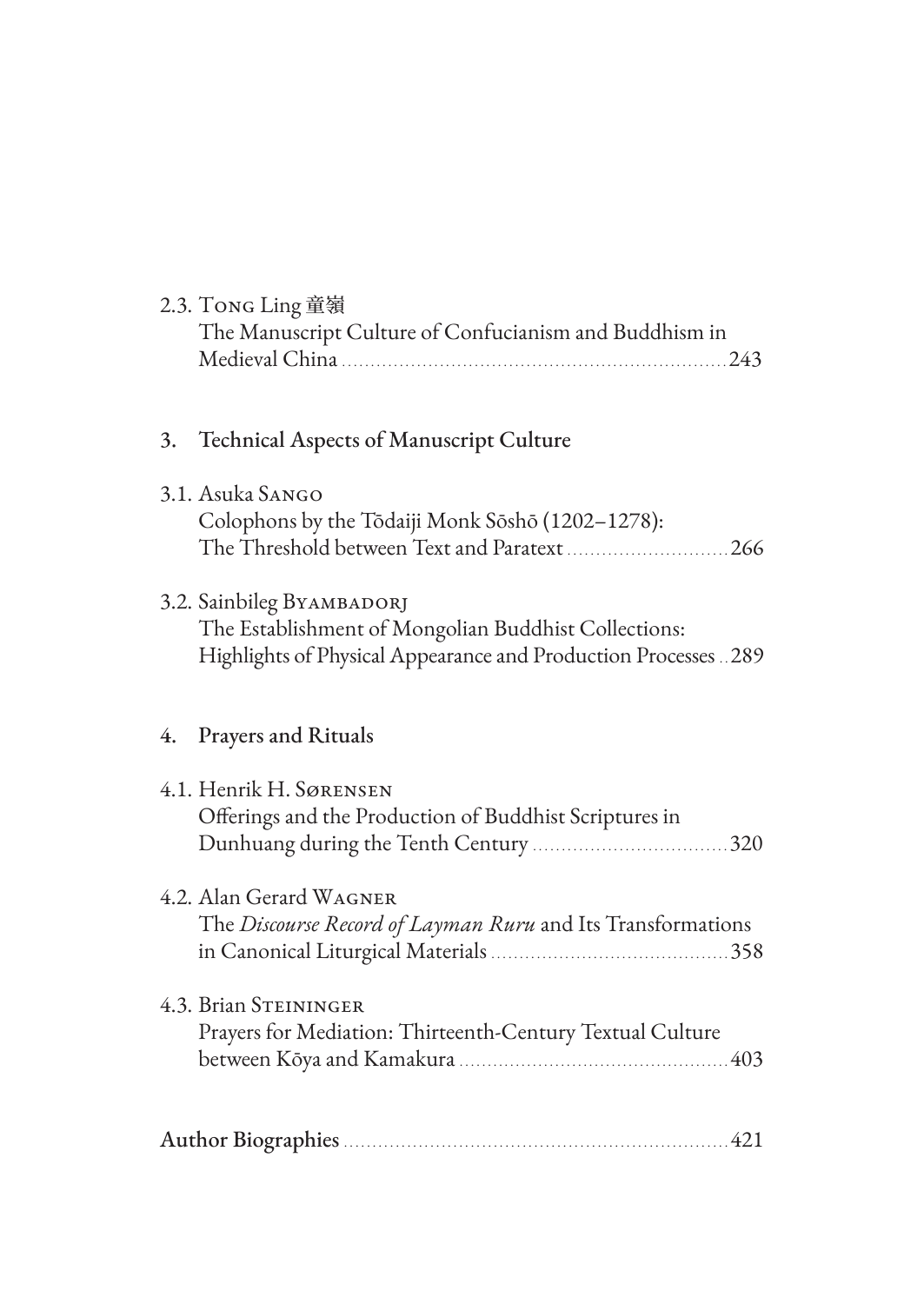2.3. Tong Ling 童嶺
The Manuscript Culture of Confucianism and Buddhism in Medieval China ..... 243

## 3. Technical Aspects of Manuscript Culture

3.1. Asuka Sango
Colophons by the Tōdaiji Monk Sōshō (1202–1278): The Threshold between Text and Paratext ..... 266

3.2. Sainbileg Byambadorj
The Establishment of Mongolian Buddhist Collections: Highlights of Physical Appearance and Production Processes ..... 289

## 4. Prayers and Rituals

4.1. Henrik H. Sørensen
Offerings and the Production of Buddhist Scriptures in Dunhuang during the Tenth Century ..... 320

4.2. Alan Gerard Wagner
The *Discourse Record of Layman Ruru* and Its Transformations in Canonical Liturgical Materials ..... 358

4.3. Brian Steininger
Prayers for Mediation: Thirteenth-Century Textual Culture between Kōya and Kamakura ..... 403

**Author Biographies** ..... 421